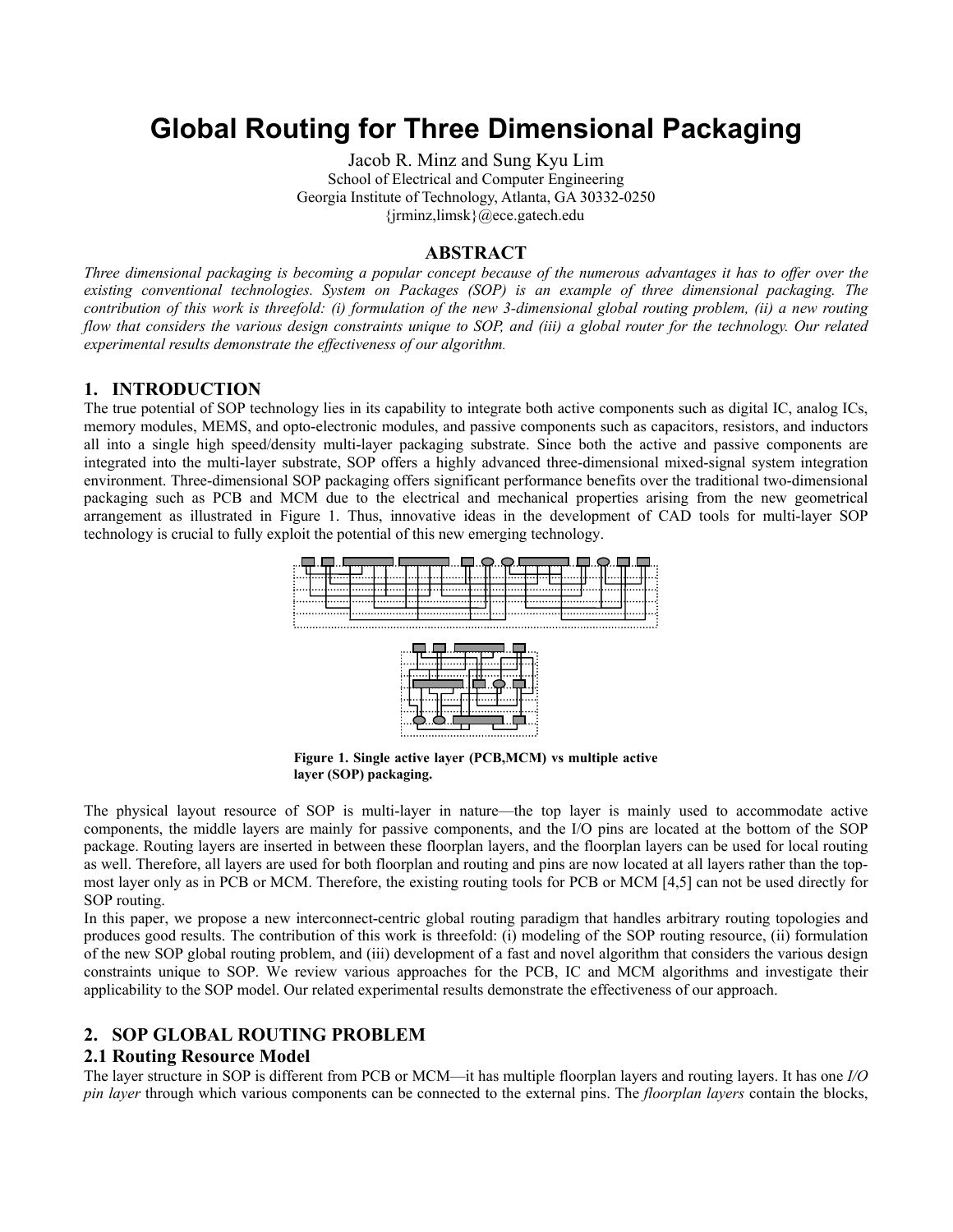# Global Routing for Three Dimensional Packaging

Jacob R. Minz and Sung Kyu Lim
School of Electrical and Computer Engineering
Georgia Institute of Technology, Atlanta, GA 30332-0250
{jrminz,limsk}@ece.gatech.edu

## ABSTRACT

*Three dimensional packaging is becoming a popular concept because of the numerous advantages it has to offer over the existing conventional technologies. System on Packages (SOP) is an example of three dimensional packaging. The contribution of this work is threefold: (i) formulation of the new 3-dimensional global routing problem, (ii) a new routing flow that considers the various design constraints unique to SOP, and (iii) a global router for the technology. Our related experimental results demonstrate the effectiveness of our algorithm.*

## 1. INTRODUCTION

The true potential of SOP technology lies in its capability to integrate both active components such as digital IC, analog ICs, memory modules, MEMS, and opto-electronic modules, and passive components such as capacitors, resistors, and inductors all into a single high speed/density multi-layer packaging substrate. Since both the active and passive components are integrated into the multi-layer substrate, SOP offers a highly advanced three-dimensional mixed-signal system integration environment. Three-dimensional SOP packaging offers significant performance benefits over the traditional two-dimensional packaging such as PCB and MCM due to the electrical and mechanical properties arising from the new geometrical arrangement as illustrated in Figure 1. Thus, innovative ideas in the development of CAD tools for multi-layer SOP technology is crucial to fully exploit the potential of this new emerging technology.

**Figure 1. Single active layer (PCB,MCM) vs multiple active layer (SOP) packaging.**

The physical layout resource of SOP is multi-layer in nature—the top layer is mainly used to accommodate active components, the middle layers are mainly for passive components, and the I/O pins are located at the bottom of the SOP package. Routing layers are inserted in between these floorplan layers, and the floorplan layers can be used for local routing as well. Therefore, all layers are used for both floorplan and routing and pins are now located at all layers rather than the top-most layer only as in PCB or MCM. Therefore, the existing routing tools for PCB or MCM [4,5] can not be used directly for SOP routing.

In this paper, we propose a new interconnect-centric global routing paradigm that handles arbitrary routing topologies and produces good results. The contribution of this work is threefold: (i) modeling of the SOP routing resource, (ii) formulation of the new SOP global routing problem, and (iii) development of a fast and novel algorithm that considers the various design constraints unique to SOP. We review various approaches for the PCB, IC and MCM algorithms and investigate their applicability to the SOP model. Our related experimental results demonstrate the effectiveness of our approach.

## 2. SOP GLOBAL ROUTING PROBLEM

### 2.1 Routing Resource Model

The layer structure in SOP is different from PCB or MCM—it has multiple floorplan layers and routing layers. It has one *I/O pin layer* through which various components can be connected to the external pins. The *floorplan layers* contain the blocks,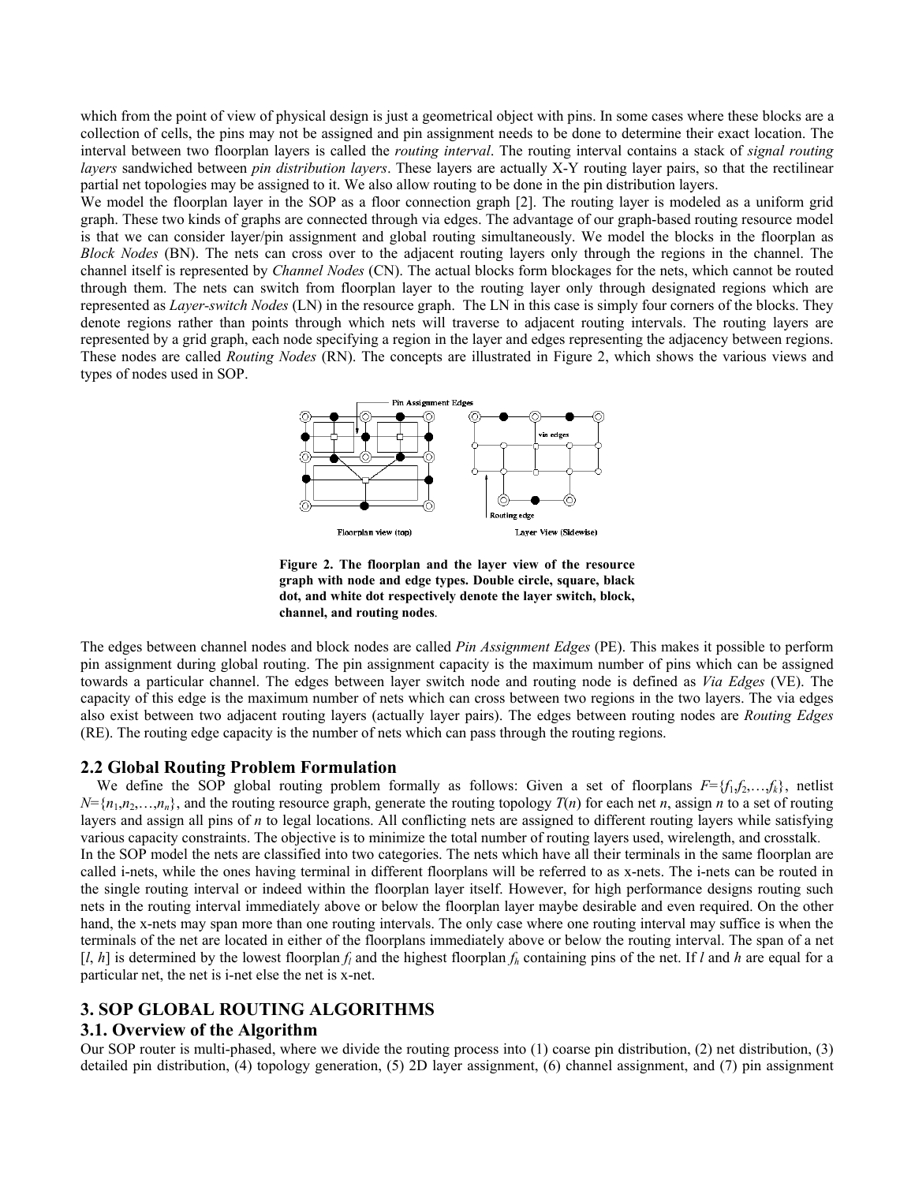which from the point of view of physical design is just a geometrical object with pins. In some cases where these blocks are a collection of cells, the pins may not be assigned and pin assignment needs to be done to determine their exact location. The interval between two floorplan layers is called the *routing interval*. The routing interval contains a stack of *signal routing layers* sandwiched between *pin distribution layers*. These layers are actually X-Y routing layer pairs, so that the rectilinear partial net topologies may be assigned to it. We also allow routing to be done in the pin distribution layers.

We model the floorplan layer in the SOP as a floor connection graph [2]. The routing layer is modeled as a uniform grid graph. These two kinds of graphs are connected through via edges. The advantage of our graph-based routing resource model is that we can consider layer/pin assignment and global routing simultaneously. We model the blocks in the floorplan as *Block Nodes* (BN). The nets can cross over to the adjacent routing layers only through the regions in the channel. The channel itself is represented by *Channel Nodes* (CN). The actual blocks form blockages for the nets, which cannot be routed through them. The nets can switch from floorplan layer to the routing layer only through designated regions which are represented as *Layer-switch Nodes* (LN) in the resource graph. The LN in this case is simply four corners of the blocks. They denote regions rather than points through which nets will traverse to adjacent routing intervals. The routing layers are represented by a grid graph, each node specifying a region in the layer and edges representing the adjacency between regions. These nodes are called *Routing Nodes* (RN). The concepts are illustrated in Figure 2, which shows the various views and types of nodes used in SOP.

**Figure 2. The floorplan and the layer view of the resource graph with node and edge types. Double circle, square, black dot, and white dot respectively denote the layer switch, block, channel, and routing nodes**.

The edges between channel nodes and block nodes are called *Pin Assignment Edges* (PE). This makes it possible to perform pin assignment during global routing. The pin assignment capacity is the maximum number of pins which can be assigned towards a particular channel. The edges between layer switch node and routing node is defined as *Via Edges* (VE). The capacity of this edge is the maximum number of nets which can cross between two regions in the two layers. The via edges also exist between two adjacent routing layers (actually layer pairs). The edges between routing nodes are *Routing Edges* (RE). The routing edge capacity is the number of nets which can pass through the routing regions.

## 2.2 Global Routing Problem Formulation

We define the SOP global routing problem formally as follows: Given a set of floorplans $F=\{f_1,f_2,\ldots,f_k\}$, netlist $N=\{n_1,n_2,\ldots,n_n\}$, and the routing resource graph, generate the routing topology $T(n)$ for each net $n$, assign $n$ to a set of routing layers and assign all pins of $n$ to legal locations. All conflicting nets are assigned to different routing layers while satisfying various capacity constraints. The objective is to minimize the total number of routing layers used, wirelength, and crosstalk.

In the SOP model the nets are classified into two categories. The nets which have all their terminals in the same floorplan are called i-nets, while the ones having terminal in different floorplans will be referred to as x-nets. The i-nets can be routed in the single routing interval or indeed within the floorplan layer itself. However, for high performance designs routing such nets in the routing interval immediately above or below the floorplan layer maybe desirable and even required. On the other hand, the x-nets may span more than one routing intervals. The only case where one routing interval may suffice is when the terminals of the net are located in either of the floorplans immediately above or below the routing interval. The span of a net $[l, h]$ is determined by the lowest floorplan $f_l$ and the highest floorplan $f_h$ containing pins of the net. If $l$ and $h$ are equal for a particular net, the net is i-net else the net is x-net.

# 3. SOP GLOBAL ROUTING ALGORITHMS

## 3.1. Overview of the Algorithm

Our SOP router is multi-phased, where we divide the routing process into (1) coarse pin distribution, (2) net distribution, (3) detailed pin distribution, (4) topology generation, (5) 2D layer assignment, (6) channel assignment, and (7) pin assignment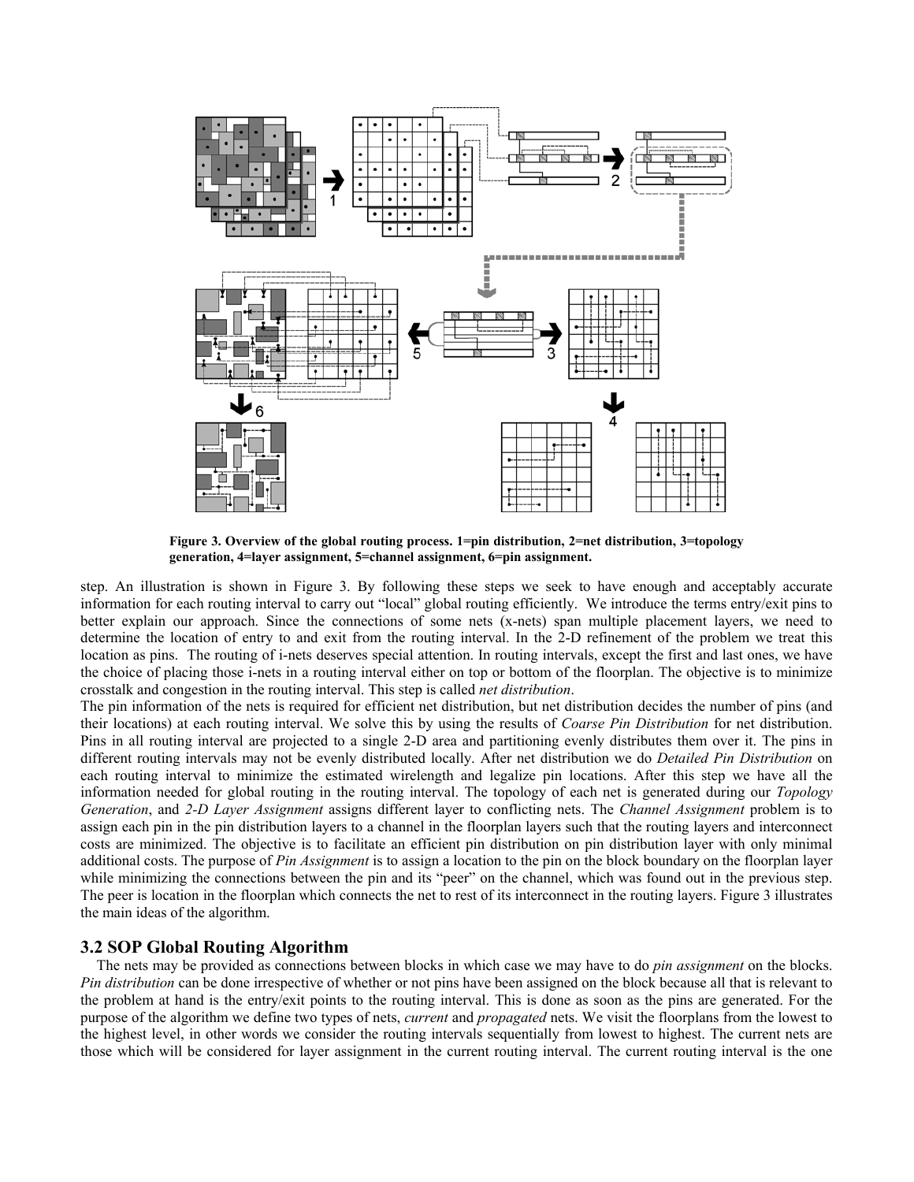**Figure 3. Overview of the global routing process. 1=pin distribution, 2=net distribution, 3=topology generation, 4=layer assignment, 5=channel assignment, 6=pin assignment.**

step. An illustration is shown in Figure 3. By following these steps we seek to have enough and acceptably accurate information for each routing interval to carry out "local" global routing efficiently. We introduce the terms entry/exit pins to better explain our approach. Since the connections of some nets (x-nets) span multiple placement layers, we need to determine the location of entry to and exit from the routing interval. In the 2-D refinement of the problem we treat this location as pins. The routing of i-nets deserves special attention. In routing intervals, except the first and last ones, we have the choice of placing those i-nets in a routing interval either on top or bottom of the floorplan. The objective is to minimize crosstalk and congestion in the routing interval. This step is called *net distribution*.

The pin information of the nets is required for efficient net distribution, but net distribution decides the number of pins (and their locations) at each routing interval. We solve this by using the results of *Coarse Pin Distribution* for net distribution. Pins in all routing interval are projected to a single 2-D area and partitioning evenly distributes them over it. The pins in different routing intervals may not be evenly distributed locally. After net distribution we do *Detailed Pin Distribution* on each routing interval to minimize the estimated wirelength and legalize pin locations. After this step we have all the information needed for global routing in the routing interval. The topology of each net is generated during our *Topology Generation*, and *2-D Layer Assignment* assigns different layer to conflicting nets. The *Channel Assignment* problem is to assign each pin in the pin distribution layers to a channel in the floorplan layers such that the routing layers and interconnect costs are minimized. The objective is to facilitate an efficient pin distribution on pin distribution layer with only minimal additional costs. The purpose of *Pin Assignment* is to assign a location to the pin on the block boundary on the floorplan layer while minimizing the connections between the pin and its "peer" on the channel, which was found out in the previous step. The peer is location in the floorplan which connects the net to rest of its interconnect in the routing layers. Figure 3 illustrates the main ideas of the algorithm.

## 3.2 SOP Global Routing Algorithm

The nets may be provided as connections between blocks in which case we may have to do *pin assignment* on the blocks. *Pin distribution* can be done irrespective of whether or not pins have been assigned on the block because all that is relevant to the problem at hand is the entry/exit points to the routing interval. This is done as soon as the pins are generated. For the purpose of the algorithm we define two types of nets, *current* and *propagated* nets. We visit the floorplans from the lowest to the highest level, in other words we consider the routing intervals sequentially from lowest to highest. The current nets are those which will be considered for layer assignment in the current routing interval. The current routing interval is the one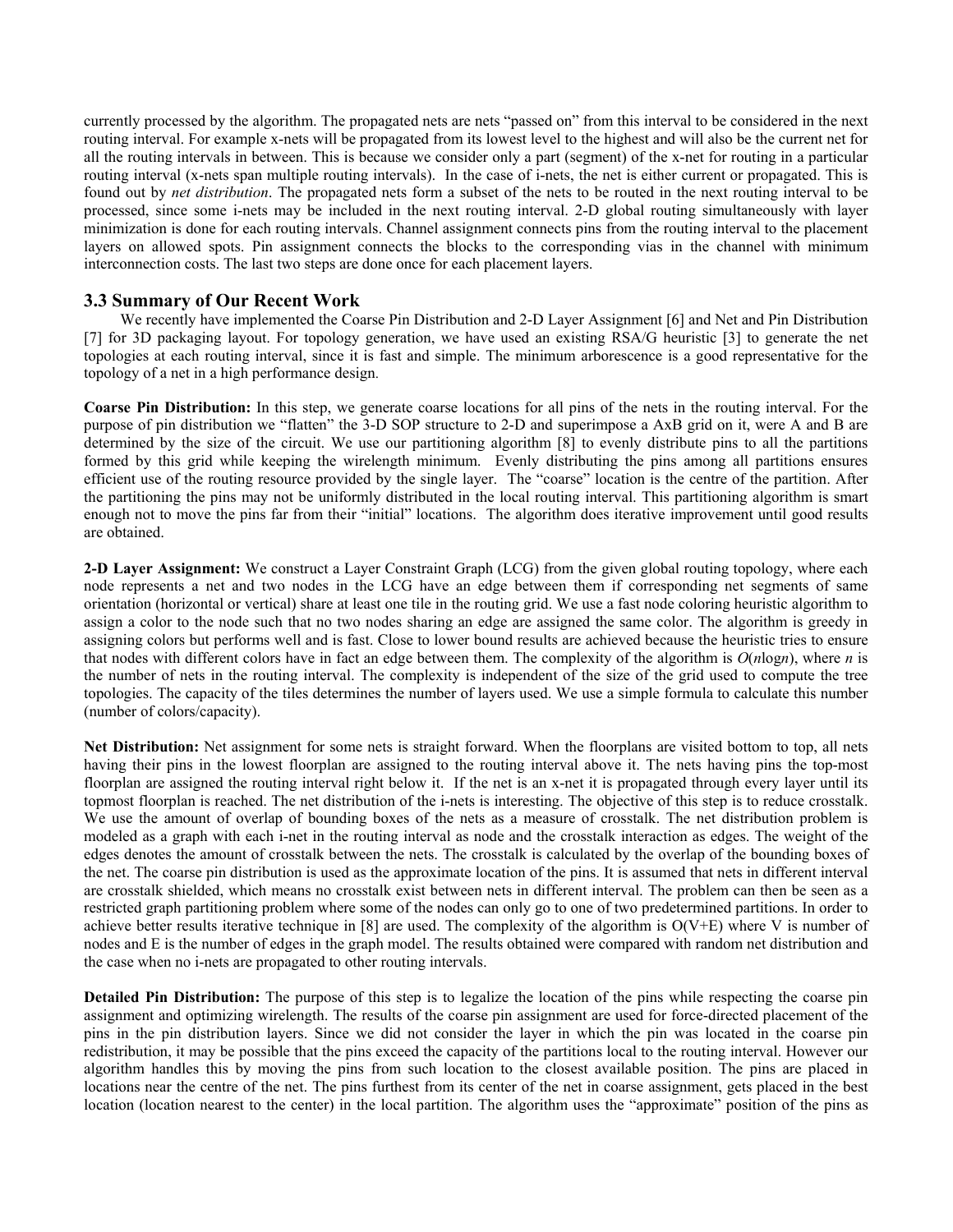currently processed by the algorithm. The propagated nets are nets "passed on" from this interval to be considered in the next routing interval. For example x-nets will be propagated from its lowest level to the highest and will also be the current net for all the routing intervals in between. This is because we consider only a part (segment) of the x-net for routing in a particular routing interval (x-nets span multiple routing intervals). In the case of i-nets, the net is either current or propagated. This is found out by *net distribution*. The propagated nets form a subset of the nets to be routed in the next routing interval to be processed, since some i-nets may be included in the next routing interval. 2-D global routing simultaneously with layer minimization is done for each routing intervals. Channel assignment connects pins from the routing interval to the placement layers on allowed spots. Pin assignment connects the blocks to the corresponding vias in the channel with minimum interconnection costs. The last two steps are done once for each placement layers.

### 3.3 Summary of Our Recent Work

We recently have implemented the Coarse Pin Distribution and 2-D Layer Assignment [6] and Net and Pin Distribution [7] for 3D packaging layout. For topology generation, we have used an existing RSA/G heuristic [3] to generate the net topologies at each routing interval, since it is fast and simple. The minimum arborescence is a good representative for the topology of a net in a high performance design.

**Coarse Pin Distribution:** In this step, we generate coarse locations for all pins of the nets in the routing interval. For the purpose of pin distribution we "flatten" the 3-D SOP structure to 2-D and superimpose a AxB grid on it, were A and B are determined by the size of the circuit. We use our partitioning algorithm [8] to evenly distribute pins to all the partitions formed by this grid while keeping the wirelength minimum. Evenly distributing the pins among all partitions ensures efficient use of the routing resource provided by the single layer. The "coarse" location is the centre of the partition. After the partitioning the pins may not be uniformly distributed in the local routing interval. This partitioning algorithm is smart enough not to move the pins far from their "initial" locations. The algorithm does iterative improvement until good results are obtained.

**2-D Layer Assignment:** We construct a Layer Constraint Graph (LCG) from the given global routing topology, where each node represents a net and two nodes in the LCG have an edge between them if corresponding net segments of same orientation (horizontal or vertical) share at least one tile in the routing grid. We use a fast node coloring heuristic algorithm to assign a color to the node such that no two nodes sharing an edge are assigned the same color. The algorithm is greedy in assigning colors but performs well and is fast. Close to lower bound results are achieved because the heuristic tries to ensure that nodes with different colors have in fact an edge between them. The complexity of the algorithm is $O(n\log n)$, where $n$ is the number of nets in the routing interval. The complexity is independent of the size of the grid used to compute the tree topologies. The capacity of the tiles determines the number of layers used. We use a simple formula to calculate this number (number of colors/capacity).

**Net Distribution:** Net assignment for some nets is straight forward. When the floorplans are visited bottom to top, all nets having their pins in the lowest floorplan are assigned to the routing interval above it. The nets having pins the top-most floorplan are assigned the routing interval right below it. If the net is an x-net it is propagated through every layer until its topmost floorplan is reached. The net distribution of the i-nets is interesting. The objective of this step is to reduce crosstalk. We use the amount of overlap of bounding boxes of the nets as a measure of crosstalk. The net distribution problem is modeled as a graph with each i-net in the routing interval as node and the crosstalk interaction as edges. The weight of the edges denotes the amount of crosstalk between the nets. The crosstalk is calculated by the overlap of the bounding boxes of the net. The coarse pin distribution is used as the approximate location of the pins. It is assumed that nets in different interval are crosstalk shielded, which means no crosstalk exist between nets in different interval. The problem can then be seen as a restricted graph partitioning problem where some of the nodes can only go to one of two predetermined partitions. In order to achieve better results iterative technique in [8] are used. The complexity of the algorithm is $O(V+E)$ where V is number of nodes and E is the number of edges in the graph model. The results obtained were compared with random net distribution and the case when no i-nets are propagated to other routing intervals.

**Detailed Pin Distribution:** The purpose of this step is to legalize the location of the pins while respecting the coarse pin assignment and optimizing wirelength. The results of the coarse pin assignment are used for force-directed placement of the pins in the pin distribution layers. Since we did not consider the layer in which the pin was located in the coarse pin redistribution, it may be possible that the pins exceed the capacity of the partitions local to the routing interval. However our algorithm handles this by moving the pins from such location to the closest available position. The pins are placed in locations near the centre of the net. The pins furthest from its center of the net in coarse assignment, gets placed in the best location (location nearest to the center) in the local partition. The algorithm uses the "approximate" position of the pins as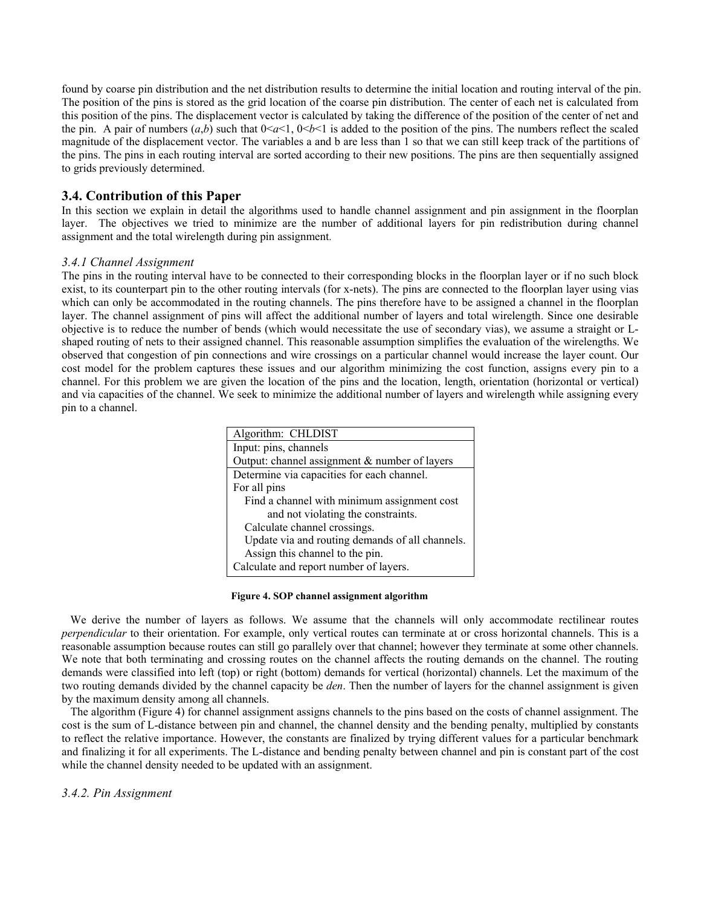found by coarse pin distribution and the net distribution results to determine the initial location and routing interval of the pin. The position of the pins is stored as the grid location of the coarse pin distribution. The center of each net is calculated from this position of the pins. The displacement vector is calculated by taking the difference of the position of the center of net and the pin. A pair of numbers ($a$,$b$) such that $0<a<1$, $0<b<1$ is added to the position of the pins. The numbers reflect the scaled magnitude of the displacement vector. The variables a and b are less than 1 so that we can still keep track of the partitions of the pins. The pins in each routing interval are sorted according to their new positions. The pins are then sequentially assigned to grids previously determined.

## 3.4. Contribution of this Paper

In this section we explain in detail the algorithms used to handle channel assignment and pin assignment in the floorplan layer. The objectives we tried to minimize are the number of additional layers for pin redistribution during channel assignment and the total wirelength during pin assignment.

### *3.4.1 Channel Assignment*

The pins in the routing interval have to be connected to their corresponding blocks in the floorplan layer or if no such block exist, to its counterpart pin to the other routing intervals (for x-nets). The pins are connected to the floorplan layer using vias which can only be accommodated in the routing channels. The pins therefore have to be assigned a channel in the floorplan layer. The channel assignment of pins will affect the additional number of layers and total wirelength. Since one desirable objective is to reduce the number of bends (which would necessitate the use of secondary vias), we assume a straight or L-shaped routing of nets to their assigned channel. This reasonable assumption simplifies the evaluation of the wirelengths. We observed that congestion of pin connections and wire crossings on a particular channel would increase the layer count. Our cost model for the problem captures these issues and our algorithm minimizing the cost function, assigns every pin to a channel. For this problem we are given the location of the pins and the location, length, orientation (horizontal or vertical) and via capacities of the channel. We seek to minimize the additional number of layers and wirelength while assigning every pin to a channel.

```
Algorithm: CHLDIST
Input: pins, channels
Output: channel assignment & number of layers
Determine via capacities for each channel.
For all pins
   Find a channel with minimum assignment cost
        and not violating the constraints.
   Calculate channel crossings.
   Update via and routing demands of all channels.
   Assign this channel to the pin.
Calculate and report number of layers.
```

**Figure 4. SOP channel assignment algorithm**

We derive the number of layers as follows. We assume that the channels will only accommodate rectilinear routes *perpendicular* to their orientation. For example, only vertical routes can terminate at or cross horizontal channels. This is a reasonable assumption because routes can still go parallely over that channel; however they terminate at some other channels. We note that both terminating and crossing routes on the channel affects the routing demands on the channel. The routing demands were classified into left (top) or right (bottom) demands for vertical (horizontal) channels. Let the maximum of the two routing demands divided by the channel capacity be *den*. Then the number of layers for the channel assignment is given by the maximum density among all channels.

The algorithm (Figure 4) for channel assignment assigns channels to the pins based on the costs of channel assignment. The cost is the sum of L-distance between pin and channel, the channel density and the bending penalty, multiplied by constants to reflect the relative importance. However, the constants are finalized by trying different values for a particular benchmark and finalizing it for all experiments. The L-distance and bending penalty between channel and pin is constant part of the cost while the channel density needed to be updated with an assignment.

### *3.4.2. Pin Assignment*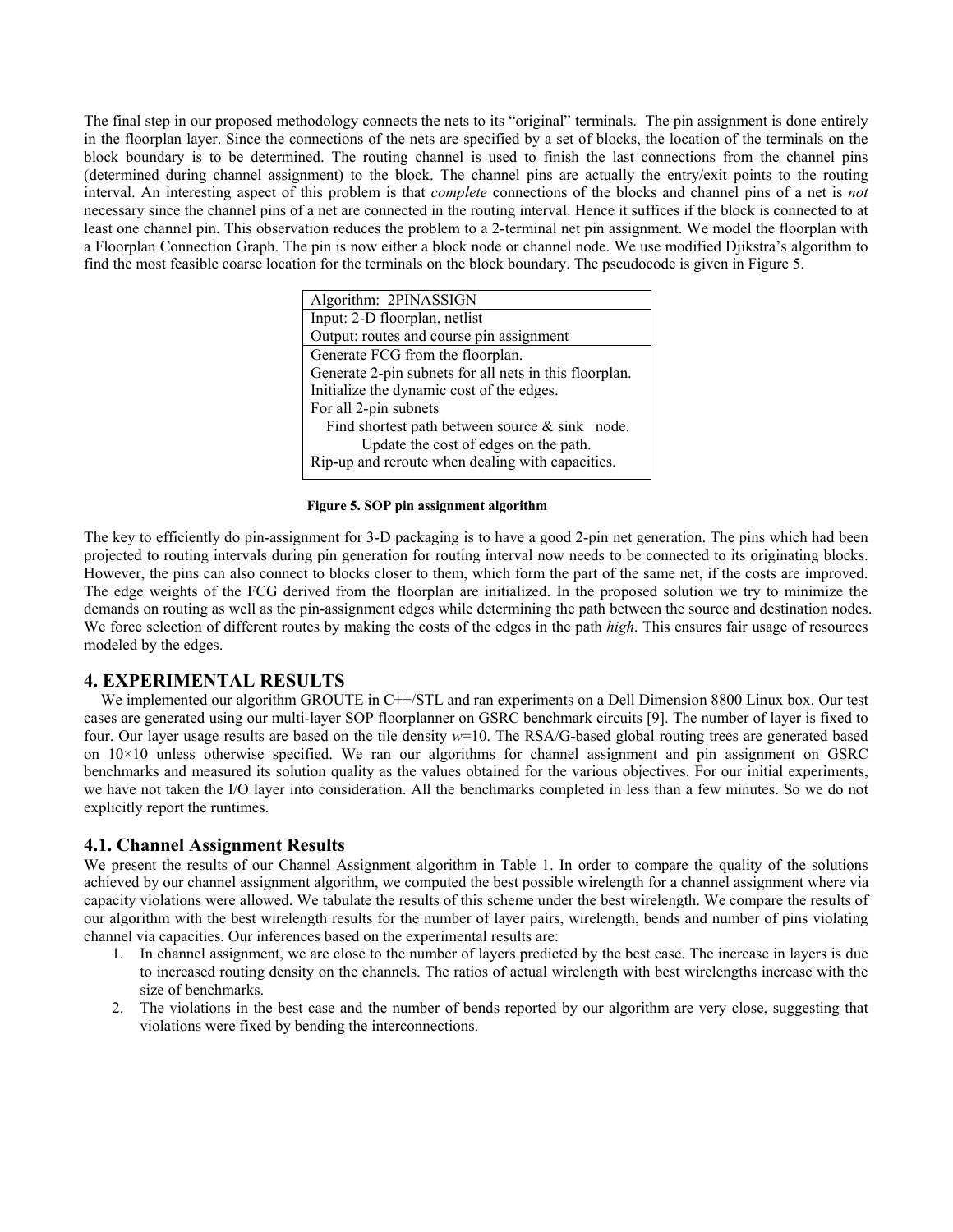The final step in our proposed methodology connects the nets to its "original" terminals. The pin assignment is done entirely in the floorplan layer. Since the connections of the nets are specified by a set of blocks, the location of the terminals on the block boundary is to be determined. The routing channel is used to finish the last connections from the channel pins (determined during channel assignment) to the block. The channel pins are actually the entry/exit points to the routing interval. An interesting aspect of this problem is that *complete* connections of the blocks and channel pins of a net is *not* necessary since the channel pins of a net are connected in the routing interval. Hence it suffices if the block is connected to at least one channel pin. This observation reduces the problem to a 2-terminal net pin assignment. We model the floorplan with a Floorplan Connection Graph. The pin is now either a block node or channel node. We use modified Djikstra's algorithm to find the most feasible coarse location for the terminals on the block boundary. The pseudocode is given in Figure 5.

```
Algorithm:  2PINASSIGN
Input: 2-D floorplan, netlist
Output: routes and course pin assignment
Generate FCG from the floorplan.
Generate 2-pin subnets for all nets in this floorplan.
Initialize the dynamic cost of the edges.
For all 2-pin subnets
    Find shortest path between source & sink   node.
        Update the cost of edges on the path.
Rip-up and reroute when dealing with capacities.
```

**Figure 5. SOP pin assignment algorithm**

The key to efficiently do pin-assignment for 3-D packaging is to have a good 2-pin net generation. The pins which had been projected to routing intervals during pin generation for routing interval now needs to be connected to its originating blocks. However, the pins can also connect to blocks closer to them, which form the part of the same net, if the costs are improved. The edge weights of the FCG derived from the floorplan are initialized. In the proposed solution we try to minimize the demands on routing as well as the pin-assignment edges while determining the path between the source and destination nodes. We force selection of different routes by making the costs of the edges in the path *high*. This ensures fair usage of resources modeled by the edges.

## 4. EXPERIMENTAL RESULTS

We implemented our algorithm GROUTE in C++/STL and ran experiments on a Dell Dimension 8800 Linux box. Our test cases are generated using our multi-layer SOP floorplanner on GSRC benchmark circuits [9]. The number of layer is fixed to four. Our layer usage results are based on the tile density $w$=10. The RSA/G-based global routing trees are generated based on 10×10 unless otherwise specified. We ran our algorithms for channel assignment and pin assignment on GSRC benchmarks and measured its solution quality as the values obtained for the various objectives. For our initial experiments, we have not taken the I/O layer into consideration. All the benchmarks completed in less than a few minutes. So we do not explicitly report the runtimes.

### 4.1. Channel Assignment Results

We present the results of our Channel Assignment algorithm in Table 1. In order to compare the quality of the solutions achieved by our channel assignment algorithm, we computed the best possible wirelength for a channel assignment where via capacity violations were allowed. We tabulate the results of this scheme under the best wirelength. We compare the results of our algorithm with the best wirelength results for the number of layer pairs, wirelength, bends and number of pins violating channel via capacities. Our inferences based on the experimental results are:

1. In channel assignment, we are close to the number of layers predicted by the best case. The increase in layers is due to increased routing density on the channels. The ratios of actual wirelength with best wirelengths increase with the size of benchmarks.
2. The violations in the best case and the number of bends reported by our algorithm are very close, suggesting that violations were fixed by bending the interconnections.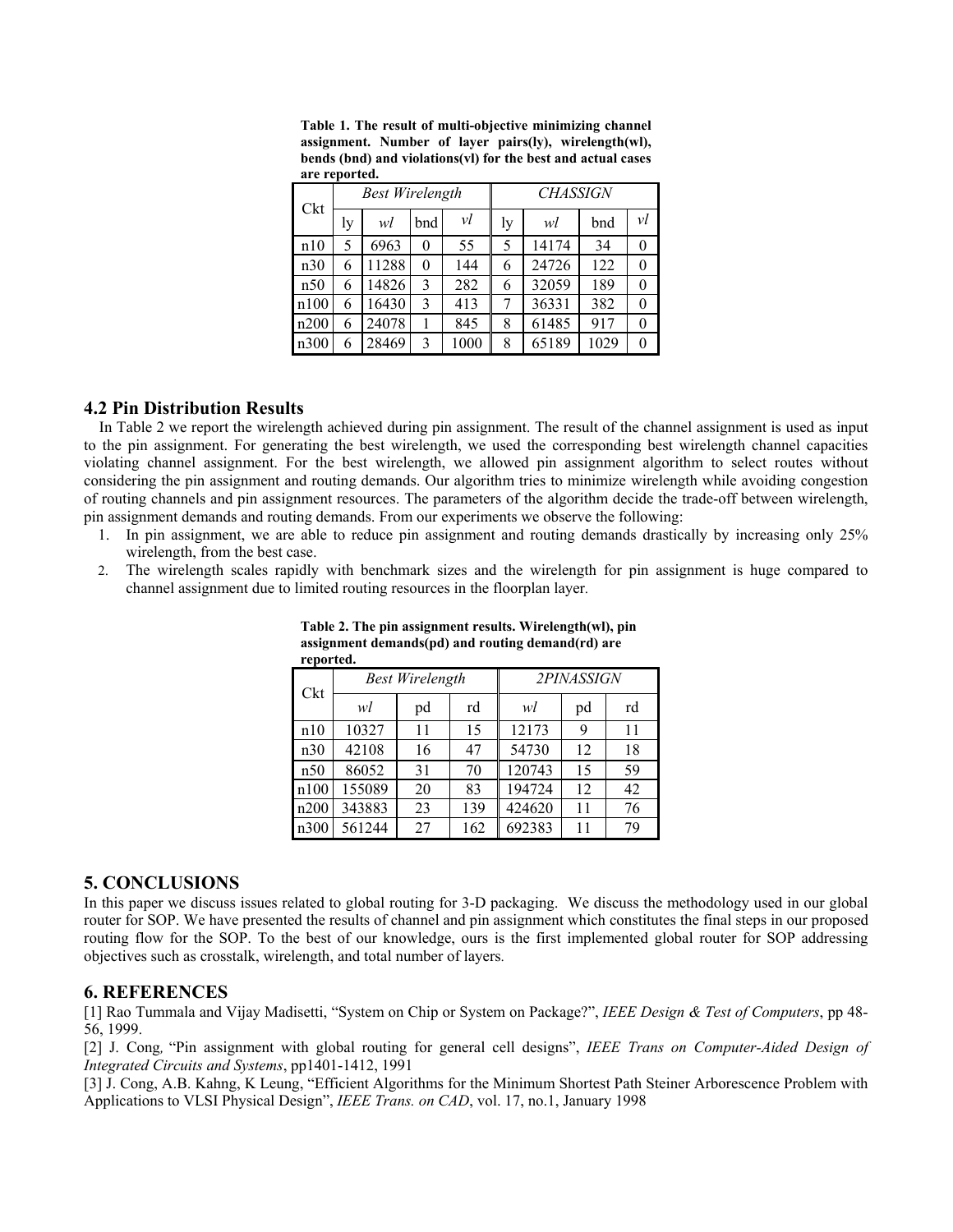**Table 1. The result of multi-objective minimizing channel assignment. Number of layer pairs(ly), wirelength(wl), bends (bnd) and violations(vl) for the best and actual cases are reported.**

| Ckt | *Best Wirelength* | | | | *CHASSIGN* | | | |
|---|---|---|---|---|---|---|---|---|
| | ly | *wl* | bnd | *vl* | ly | *wl* | bnd | *vl* |
| n10 | 5 | 6963 | 0 | 55 | 5 | 14174 | 34 | 0 |
| n30 | 6 | 11288 | 0 | 144 | 6 | 24726 | 122 | 0 |
| n50 | 6 | 14826 | 3 | 282 | 6 | 32059 | 189 | 0 |
| n100 | 6 | 16430 | 3 | 413 | 7 | 36331 | 382 | 0 |
| n200 | 6 | 24078 | 1 | 845 | 8 | 61485 | 917 | 0 |
| n300 | 6 | 28469 | 3 | 1000 | 8 | 65189 | 1029 | 0 |

### 4.2 Pin Distribution Results

In Table 2 we report the wirelength achieved during pin assignment. The result of the channel assignment is used as input to the pin assignment. For generating the best wirelength, we used the corresponding best wirelength channel capacities violating channel assignment. For the best wirelength, we allowed pin assignment algorithm to select routes without considering the pin assignment and routing demands. Our algorithm tries to minimize wirelength while avoiding congestion of routing channels and pin assignment resources. The parameters of the algorithm decide the trade-off between wirelength, pin assignment demands and routing demands. From our experiments we observe the following:

1. In pin assignment, we are able to reduce pin assignment and routing demands drastically by increasing only 25% wirelength, from the best case.
2. The wirelength scales rapidly with benchmark sizes and the wirelength for pin assignment is huge compared to channel assignment due to limited routing resources in the floorplan layer.

**Table 2. The pin assignment results. Wirelength(wl), pin assignment demands(pd) and routing demand(rd) are reported.**

| Ckt | *Best Wirelength* | | | *2PINASSIGN* | | |
|---|---|---|---|---|---|---|
| | *wl* | pd | rd | *wl* | pd | rd |
| n10 | 10327 | 11 | 15 | 12173 | 9 | 11 |
| n30 | 42108 | 16 | 47 | 54730 | 12 | 18 |
| n50 | 86052 | 31 | 70 | 120743 | 15 | 59 |
| n100 | 155089 | 20 | 83 | 194724 | 12 | 42 |
| n200 | 343883 | 23 | 139 | 424620 | 11 | 76 |
| n300 | 561244 | 27 | 162 | 692383 | 11 | 79 |

## 5. CONCLUSIONS

In this paper we discuss issues related to global routing for 3-D packaging. We discuss the methodology used in our global router for SOP. We have presented the results of channel and pin assignment which constitutes the final steps in our proposed routing flow for the SOP. To the best of our knowledge, ours is the first implemented global router for SOP addressing objectives such as crosstalk, wirelength, and total number of layers.

## 6. REFERENCES

[1] Rao Tummala and Vijay Madisetti, "System on Chip or System on Package?", *IEEE Design & Test of Computers*, pp 48-56, 1999.

[2] J. Cong, "Pin assignment with global routing for general cell designs", *IEEE Trans on Computer-Aided Design of Integrated Circuits and Systems*, pp1401-1412, 1991

[3] J. Cong, A.B. Kahng, K Leung, "Efficient Algorithms for the Minimum Shortest Path Steiner Arborescence Problem with Applications to VLSI Physical Design", *IEEE Trans. on CAD*, vol. 17, no.1, January 1998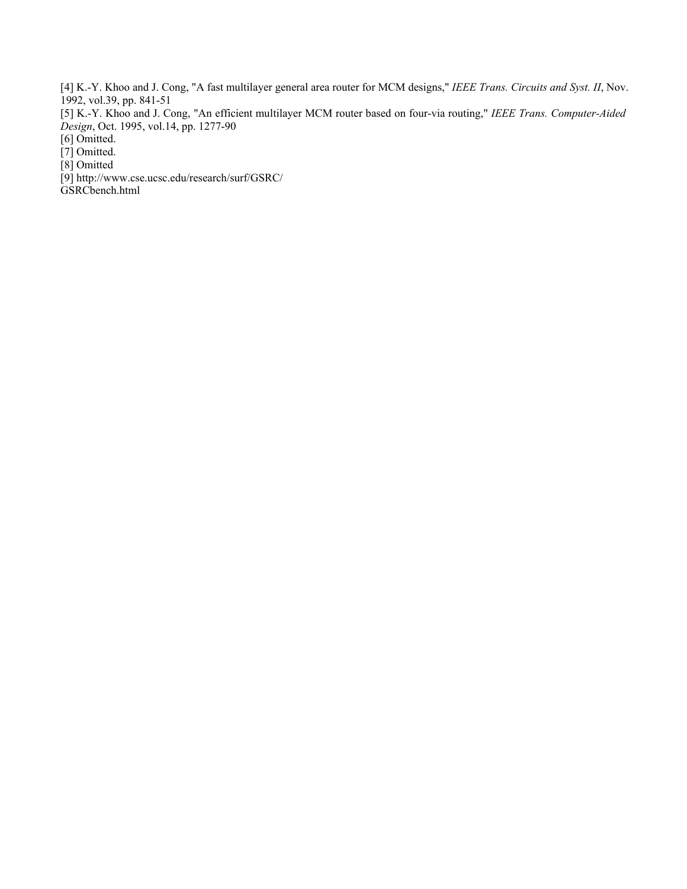[4] K.-Y. Khoo and J. Cong, "A fast multilayer general area router for MCM designs," *IEEE Trans. Circuits and Syst. II*, Nov. 1992, vol.39, pp. 841-51

[5] K.-Y. Khoo and J. Cong, "An efficient multilayer MCM router based on four-via routing," *IEEE Trans. Computer-Aided Design*, Oct. 1995, vol.14, pp. 1277-90

[6] Omitted.

[7] Omitted.

[8] Omitted

[9] http://www.cse.ucsc.edu/research/surf/GSRC/GSRCbench.html